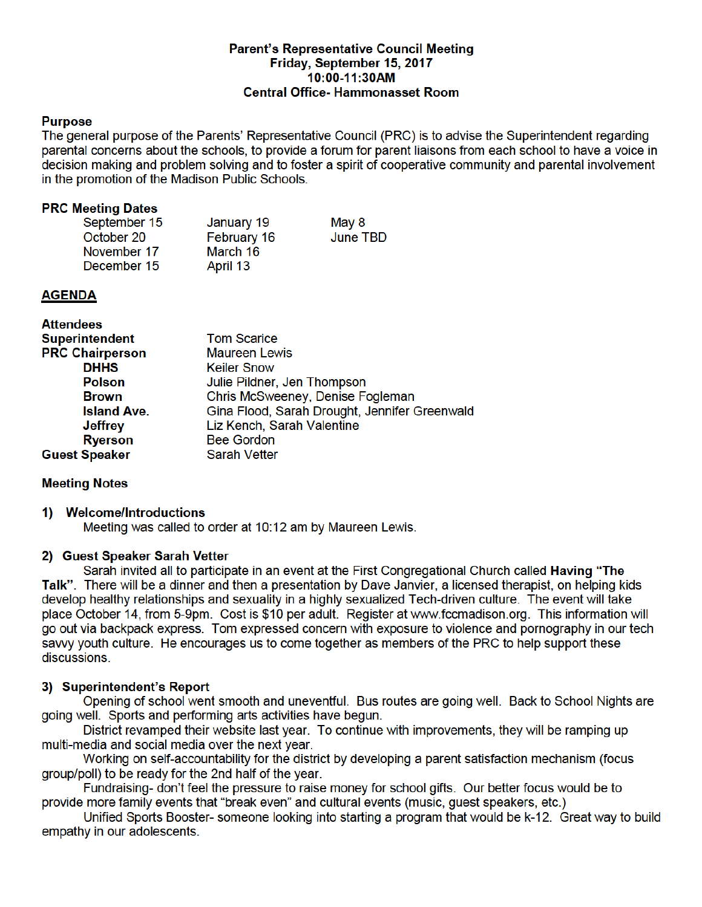**Parent's Representative Council Meeting**
**Friday, September 15, 2017**
**10:00-11:30AM**
**Central Office- Hammonasset Room**

**Purpose**

The general purpose of the Parents' Representative Council (PRC) is to advise the Superintendent regarding parental concerns about the schools, to provide a forum for parent liaisons from each school to have a voice in decision making and problem solving and to foster a spirit of cooperative community and parental involvement in the promotion of the Madison Public Schools.

**PRC Meeting Dates**

| | | |
|---|---|---|
| September 15 | January 19 | May 8 |
| October 20 | February 16 | June TBD |
| November 17 | March 16 | |
| December 15 | April 13 | |

## AGENDA

| | |
|---|---|
| **Attendees** | |
| **Superintendent** | Tom Scarice |
| **PRC Chairperson** | Maureen Lewis |
| **DHHS** | Keiler Snow |
| **Polson** | Julie Pildner, Jen Thompson |
| **Brown** | Chris McSweeney, Denise Fogleman |
| **Island Ave.** | Gina Flood, Sarah Drought, Jennifer Greenwald |
| **Jeffrey** | Liz Kench, Sarah Valentine |
| **Ryerson** | Bee Gordon |
| **Guest Speaker** | Sarah Vetter |

**Meeting Notes**

**1) Welcome/Introductions**

Meeting was called to order at 10:12 am by Maureen Lewis.

**2) Guest Speaker Sarah Vetter**

Sarah invited all to participate in an event at the First Congregational Church called **Having "The Talk"**. There will be a dinner and then a presentation by Dave Janvier, a licensed therapist, on helping kids develop healthy relationships and sexuality in a highly sexualized Tech-driven culture. The event will take place October 14, from 5-9pm. Cost is $10 per adult. Register at www.fccmadison.org. This information will go out via backpack express. Tom expressed concern with exposure to violence and pornography in our tech savvy youth culture. He encourages us to come together as members of the PRC to help support these discussions.

**3) Superintendent's Report**

Opening of school went smooth and uneventful. Bus routes are going well. Back to School Nights are going well. Sports and performing arts activities have begun.

District revamped their website last year. To continue with improvements, they will be ramping up multi-media and social media over the next year.

Working on self-accountability for the district by developing a parent satisfaction mechanism (focus group/poll) to be ready for the 2nd half of the year.

Fundraising- don't feel the pressure to raise money for school gifts. Our better focus would be to provide more family events that "break even" and cultural events (music, guest speakers, etc.)

Unified Sports Booster- someone looking into starting a program that would be k-12. Great way to build empathy in our adolescents.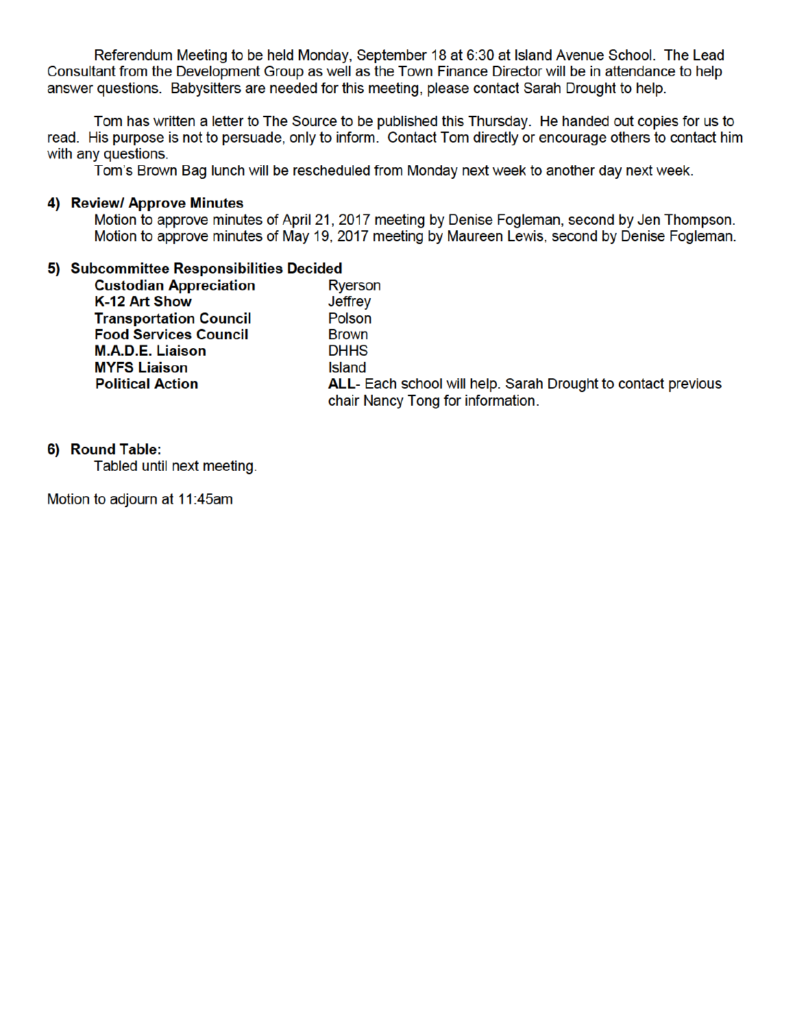Referendum Meeting to be held Monday, September 18 at 6:30 at Island Avenue School. The Lead Consultant from the Development Group as well as the Town Finance Director will be in attendance to help answer questions. Babysitters are needed for this meeting, please contact Sarah Drought to help.

Tom has written a letter to The Source to be published this Thursday. He handed out copies for us to read. His purpose is not to persuade, only to inform. Contact Tom directly or encourage others to contact him with any questions.

Tom's Brown Bag lunch will be rescheduled from Monday next week to another day next week.

**4) Review/ Approve Minutes**

Motion to approve minutes of April 21, 2017 meeting by Denise Fogleman, second by Jen Thompson.
Motion to approve minutes of May 19, 2017 meeting by Maureen Lewis, second by Denise Fogleman.

**5) Subcommittee Responsibilities Decided**

| | |
|---|---|
| **Custodian Appreciation** | Ryerson |
| **K-12 Art Show** | Jeffrey |
| **Transportation Council** | Polson |
| **Food Services Council** | Brown |
| **M.A.D.E. Liaison** | DHHS |
| **MYFS Liaison** | Island |
| **Political Action** | **ALL**- Each school will help. Sarah Drought to contact previous chair Nancy Tong for information. |

**6) Round Table:**

Tabled until next meeting.

Motion to adjourn at 11:45am